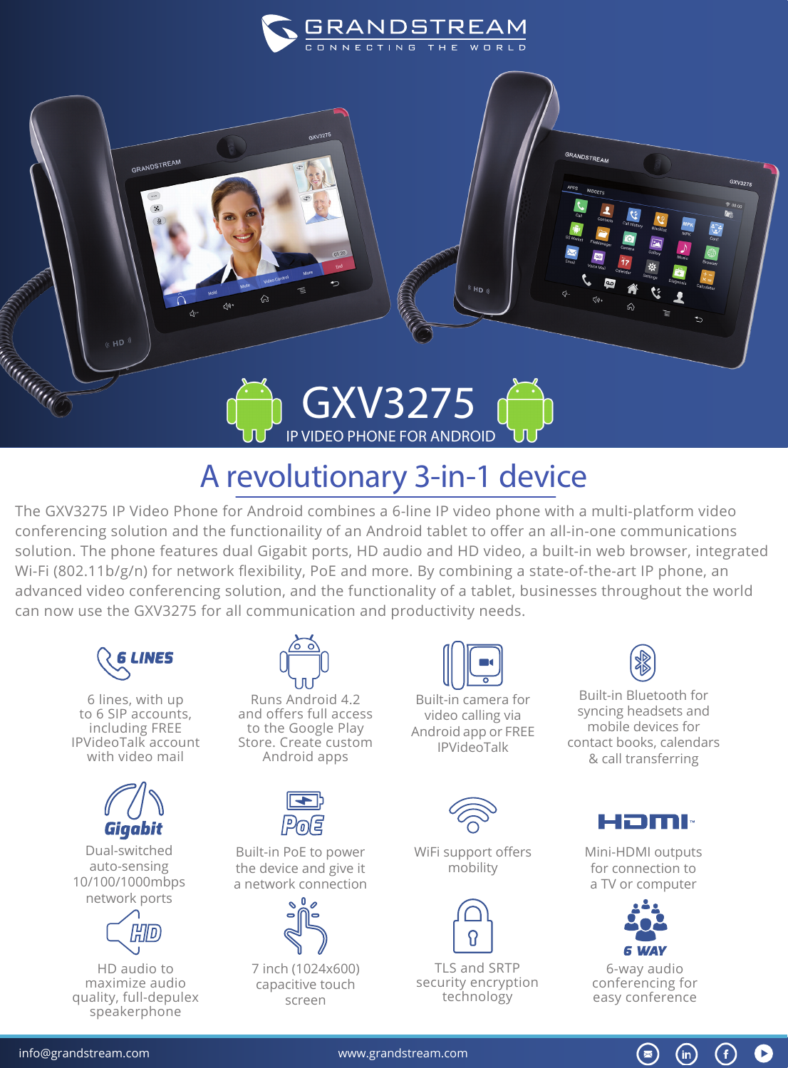GRANDSTREAM
CONNECTING THE WORLD

# GXV3275

IP VIDEO PHONE FOR ANDROID

## A revolutionary 3-in-1 device

The GXV3275 IP Video Phone for Android combines a 6-line IP video phone with a multi-platform video conferencing solution and the functionaility of an Android tablet to offer an all-in-one communications solution. The phone features dual Gigabit ports, HD audio and HD video, a built-in web browser, integrated Wi-Fi (802.11b/g/n) for network flexibility, PoE and more. By combining a state-of-the-art IP phone, an advanced video conferencing solution, and the functionality of a tablet, businesses throughout the world can now use the GXV3275 for all communication and productivity needs.

- **6 LINES** — 6 lines, with up to 6 SIP accounts, including FREE IPVideoTalk account with video mail
- Runs Android 4.2 and offers full access to the Google Play Store. Create custom Android apps
- Built-in camera for video calling via Android app or FREE IPVideoTalk
- Built-in Bluetooth for syncing headsets and mobile devices for contact books, calendars & call transferring
- **Gigabit** — Dual-switched auto-sensing 10/100/1000mbps network ports
- **PoE** — Built-in PoE to power the device and give it a network connection
- WiFi support offers mobility
- **HDMI** — Mini-HDMI outputs for connection to a TV or computer
- **HD** — HD audio to maximize audio quality, full-depulex speakerphone
- 7 inch (1024x600) capacitive touch screen
- TLS and SRTP security encryption technology
- **6 WAY** — 6-way audio conferencing for easy conference

info@grandstream.com www.grandstream.com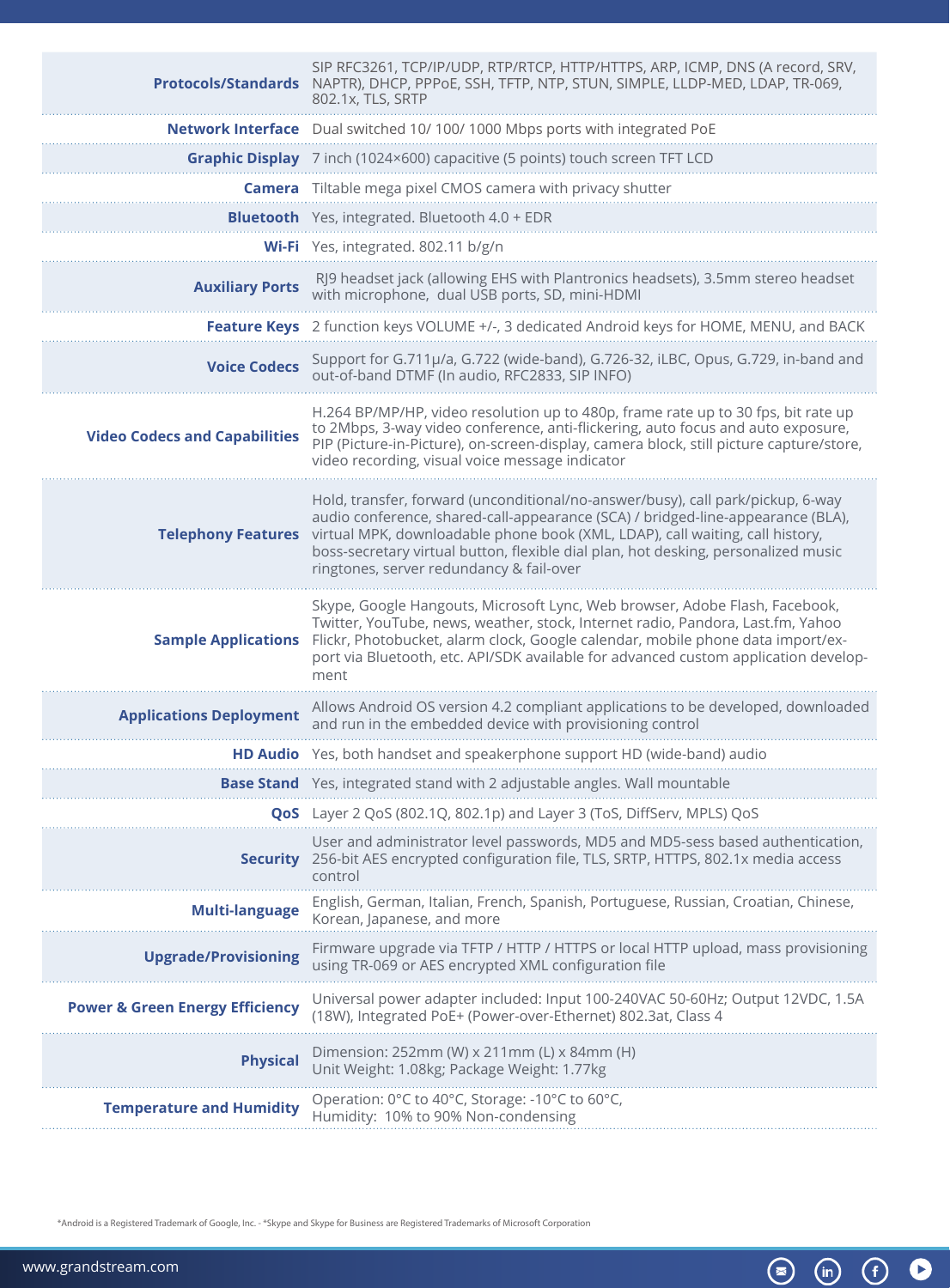| | |
|---|---|
| **Protocols/Standards** | SIP RFC3261, TCP/IP/UDP, RTP/RTCP, HTTP/HTTPS, ARP, ICMP, DNS (A record, SRV, NAPTR), DHCP, PPPoE, SSH, TFTP, NTP, STUN, SIMPLE, LLDP-MED, LDAP, TR-069, 802.1x, TLS, SRTP |
| **Network Interface** | Dual switched 10/ 100/ 1000 Mbps ports with integrated PoE |
| **Graphic Display** | 7 inch (1024×600) capacitive (5 points) touch screen TFT LCD |
| **Camera** | Tiltable mega pixel CMOS camera with privacy shutter |
| **Bluetooth** | Yes, integrated. Bluetooth 4.0 + EDR |
| **Wi-Fi** | Yes, integrated. 802.11 b/g/n |
| **Auxiliary Ports** | RJ9 headset jack (allowing EHS with Plantronics headsets), 3.5mm stereo headset with microphone, dual USB ports, SD, mini-HDMI |
| **Feature Keys** | 2 function keys VOLUME +/-, 3 dedicated Android keys for HOME, MENU, and BACK |
| **Voice Codecs** | Support for G.711µ/a, G.722 (wide-band), G.726-32, iLBC, Opus, G.729, in-band and out-of-band DTMF (In audio, RFC2833, SIP INFO) |
| **Video Codecs and Capabilities** | H.264 BP/MP/HP, video resolution up to 480p, frame rate up to 30 fps, bit rate up to 2Mbps, 3-way video conference, anti-flickering, auto focus and auto exposure, PIP (Picture-in-Picture), on-screen-display, camera block, still picture capture/store, video recording, visual voice message indicator |
| **Telephony Features** | Hold, transfer, forward (unconditional/no-answer/busy), call park/pickup, 6-way audio conference, shared-call-appearance (SCA) / bridged-line-appearance (BLA), virtual MPK, downloadable phone book (XML, LDAP), call waiting, call history, boss-secretary virtual button, flexible dial plan, hot desking, personalized music ringtones, server redundancy & fail-over |
| **Sample Applications** | Skype, Google Hangouts, Microsoft Lync, Web browser, Adobe Flash, Facebook, Twitter, YouTube, news, weather, stock, Internet radio, Pandora, Last.fm, Yahoo Flickr, Photobucket, alarm clock, Google calendar, mobile phone data import/export via Bluetooth, etc. API/SDK available for advanced custom application development |
| **Applications Deployment** | Allows Android OS version 4.2 compliant applications to be developed, downloaded and run in the embedded device with provisioning control |
| **HD Audio** | Yes, both handset and speakerphone support HD (wide-band) audio |
| **Base Stand** | Yes, integrated stand with 2 adjustable angles. Wall mountable |
| **QoS** | Layer 2 QoS (802.1Q, 802.1p) and Layer 3 (ToS, DiffServ, MPLS) QoS |
| **Security** | User and administrator level passwords, MD5 and MD5-sess based authentication, 256-bit AES encrypted configuration file, TLS, SRTP, HTTPS, 802.1x media access control |
| **Multi-language** | English, German, Italian, French, Spanish, Portuguese, Russian, Croatian, Chinese, Korean, Japanese, and more |
| **Upgrade/Provisioning** | Firmware upgrade via TFTP / HTTP / HTTPS or local HTTP upload, mass provisioning using TR-069 or AES encrypted XML configuration file |
| **Power & Green Energy Efficiency** | Universal power adapter included: Input 100-240VAC 50-60Hz; Output 12VDC, 1.5A (18W), Integrated PoE+ (Power-over-Ethernet) 802.3at, Class 4 |
| **Physical** | Dimension: 252mm (W) x 211mm (L) x 84mm (H)<br>Unit Weight: 1.08kg; Package Weight: 1.77kg |
| **Temperature and Humidity** | Operation: 0°C to 40°C, Storage: -10°C to 60°C,<br>Humidity: 10% to 90% Non-condensing |

*Android is a Registered Trademark of Google, Inc. - *Skype and Skype for Business are Registered Trademarks of Microsoft Corporation

www.grandstream.com